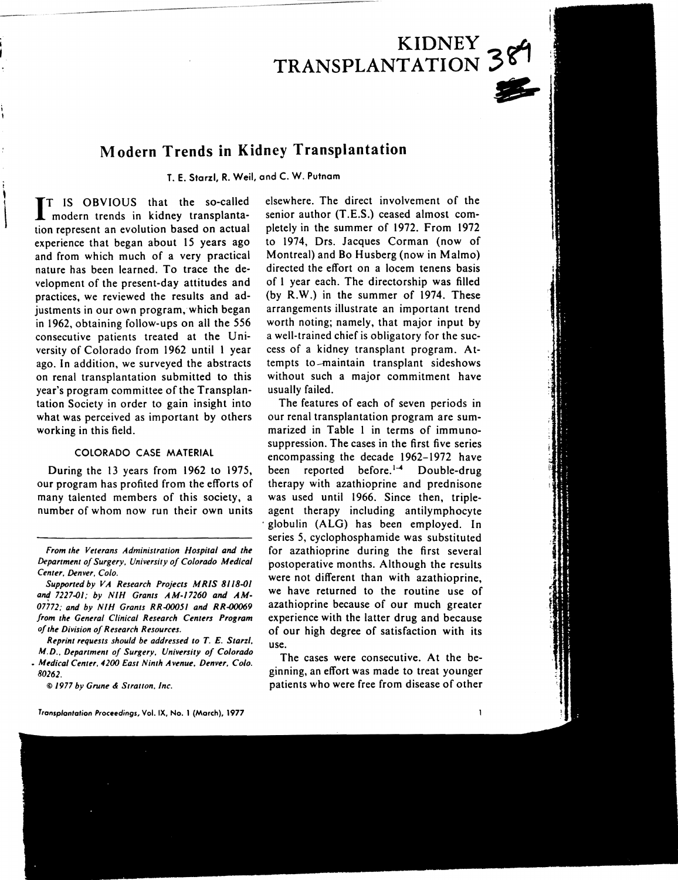# KIDNEY TRANSPLANTATION

## Modern Trends in Kidney Transplantation

T. E. Starzl, R. Weil, and C. W. Putnam

IT IS OBVIOUS that the so-called modern trends in kidney transplantation represent an evolution based on actual experience that began about 15 years ago and from which much of a very practical nature has been learned. To trace the development of the present-day attitudes and practices, we reviewed the results and adjustments in our own program, which began in 1962, obtaining follow-ups on all the 556 consecutive patients treated at the University of Colorado from 1962 until 1 year ago. In addition, we surveyed the abstracts on renal transplantation submitted to this year's program committee of the Transplantation Society in order to gain insight into what was perceived as important by others working in this field.

### COLORADO CASE MATERIAL

During the 13 years from 1962 to 1975, our program has profited from the efforts of many talented members of this society, a number of whom now run their own units elsewhere. The direct involvement of the senior author (T.E.S.) ceased almost completely in the summer of 1972. From 1972 to 1974, Drs. Jacques Corman (now of Montreal) and Bo Husberg (now in Malmo) directed the effort on a locem tenens basis of 1 year each. The directorship was filled (by R.W.) in the summer of 1974. These arrangements illustrate an important trend worth noting; namely, that major input by a well-trained chief is obligatory for the success of a kidney transplant program. Attempts to maintain transplant sideshows without such a major commitment have usually failed.

The features of each of seven periods in our renal transplantation program are summarized in Table 1 in terms of immunosuppression. The cases in the first five series encompassing the decade 1962–1972 have been reported before.[1-4] Double-drug therapy with azathioprine and prednisone was used until 1966. Since then, triple-agent therapy including antilymphocyte globulin (ALG) has been employed. In series 5, cyclophosphamide was substituted for azathioprine during the first several postoperative months. Although the results were not different than with azathioprine, we have returned to the routine use of azathioprine because of our much greater experience with the latter drug and because of our high degree of satisfaction with its use.

The cases were consecutive. At the beginning, an effort was made to treat younger patients who were free from disease of other

---

*From the Veterans Administration Hospital and the Department of Surgery, University of Colorado Medical Center, Denver, Colo.*

*Supported by VA Research Projects MRIS 8118-01 and 7227-01; by NIH Grants AM-17260 and AM-07772; and by NIH Grants RR-00051 and RR-00069 from the General Clinical Research Centers Program of the Division of Research Resources.*

*Reprint requests should be addressed to T. E. Starzl, M.D., Department of Surgery, University of Colorado Medical Center, 4200 East Ninth Avenue, Denver, Colo. 80262.*

*© 1977 by Grune & Stratton, Inc.*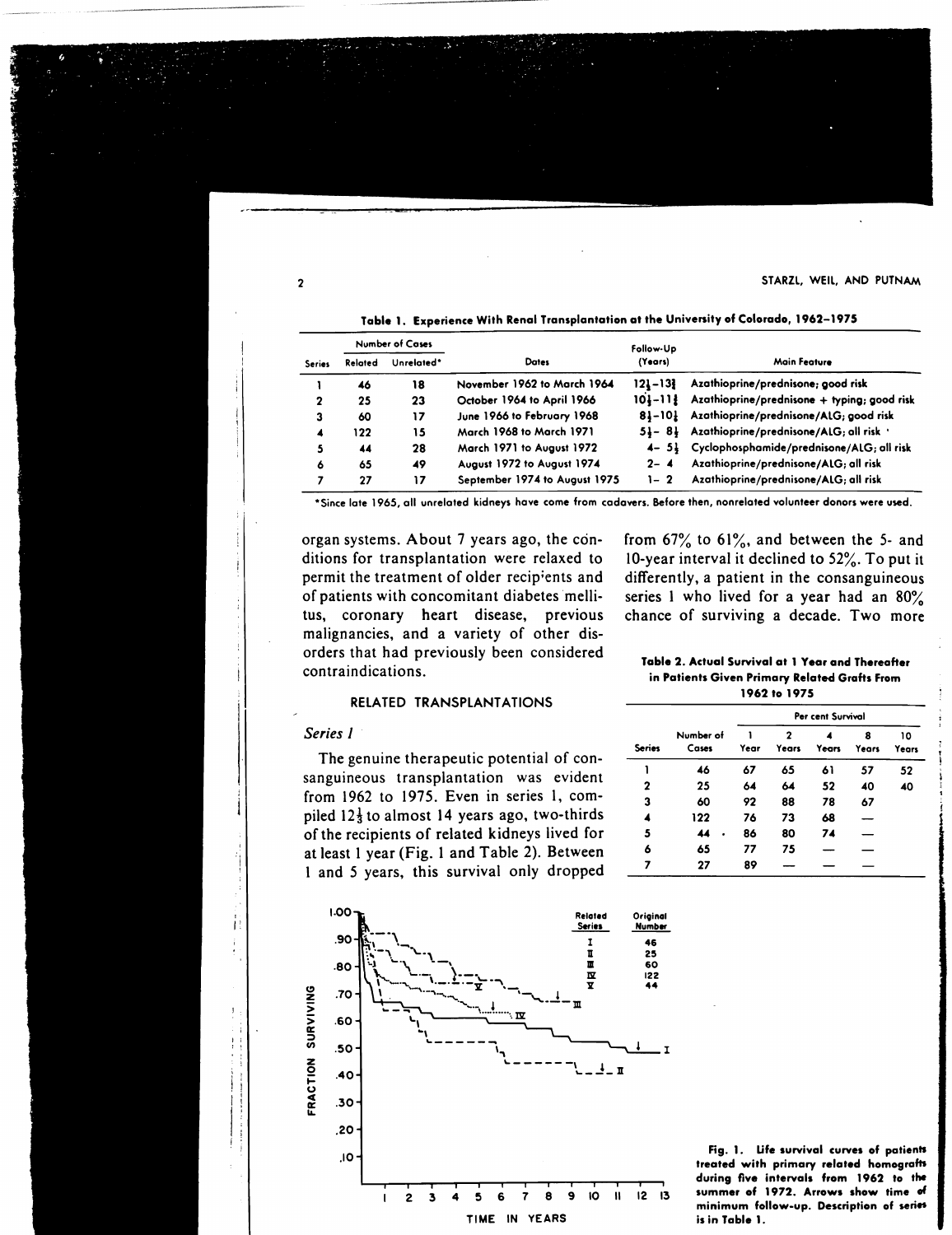**Table 1. Experience With Renal Transplantation at the University of Colorado, 1962–1975**

| Series | Number of Cases | | Dates | Follow-Up (Years) | Main Feature |
|---|---|---|---|---|---|
| | Related | Unrelated* | | | |
| 1 | 46 | 18 | November 1962 to March 1964 | 12¼–13¾ | Azathioprine/prednisone; good risk |
| 2 | 25 | 23 | October 1964 to April 1966 | 10¼–11¾ | Azathioprine/prednisone + typing; good risk |
| 3 | 60 | 17 | June 1966 to February 1968 | 8½–10¼ | Azathioprine/prednisone/ALG; good risk |
| 4 | 122 | 15 | March 1968 to March 1971 | 5½– 8½ | Azathioprine/prednisone/ALG; all risk |
| 5 | 44 | 28 | March 1971 to August 1972 | 4– 5½ | Cyclophosphamide/prednisone/ALG; all risk |
| 6 | 65 | 49 | August 1972 to August 1974 | 2– 4 | Azathioprine/prednisone/ALG; all risk |
| 7 | 27 | 17 | September 1974 to August 1975 | 1– 2 | Azathioprine/prednisone/ALG; all risk |

*Since late 1965, all unrelated kidneys have come from cadavers. Before then, nonrelated volunteer donors were used.

organ systems. About 7 years ago, the conditions for transplantation were relaxed to permit the treatment of older recipients and of patients with concomitant diabetes mellitus, coronary heart disease, previous malignancies, and a variety of other disorders that had previously been considered contraindications.

## RELATED TRANSPLANTATIONS

### *Series 1*

The genuine therapeutic potential of consanguineous transplantation was evident from 1962 to 1975. Even in series 1, compiled 12⅓ to almost 14 years ago, two-thirds of the recipients of related kidneys lived for at least 1 year (Fig. 1 and Table 2). Between 1 and 5 years, this survival only dropped from 67% to 61%, and between the 5- and 10-year interval it declined to 52%. To put it differently, a patient in the consanguineous series 1 who lived for a year had an 80% chance of surviving a decade. Two more

**Table 2. Actual Survival at 1 Year and Thereafter in Patients Given Primary Related Grafts From 1962 to 1975**

| Series | Number of Cases | Per cent Survival | | | | |
|---|---|---|---|---|---|---|
| | | 1 Year | 2 Years | 4 Years | 8 Years | 10 Years |
| 1 | 46 | 67 | 65 | 61 | 57 | 52 |
| 2 | 25 | 64 | 64 | 52 | 40 | 40 |
| 3 | 60 | 92 | 88 | 78 | 67 | |
| 4 | 122 | 76 | 73 | 68 | — | |
| 5 | 44 | 86 | 80 | 74 | — | |
| 6 | 65 | 77 | 75 | — | — | |
| 7 | 27 | 89 | — | — | — | |

Fig. 1. Life survival curves of patients treated with primary related homografts during five intervals from 1962 to the summer of 1972. Arrows show time of minimum follow-up. Description of series is in Table 1.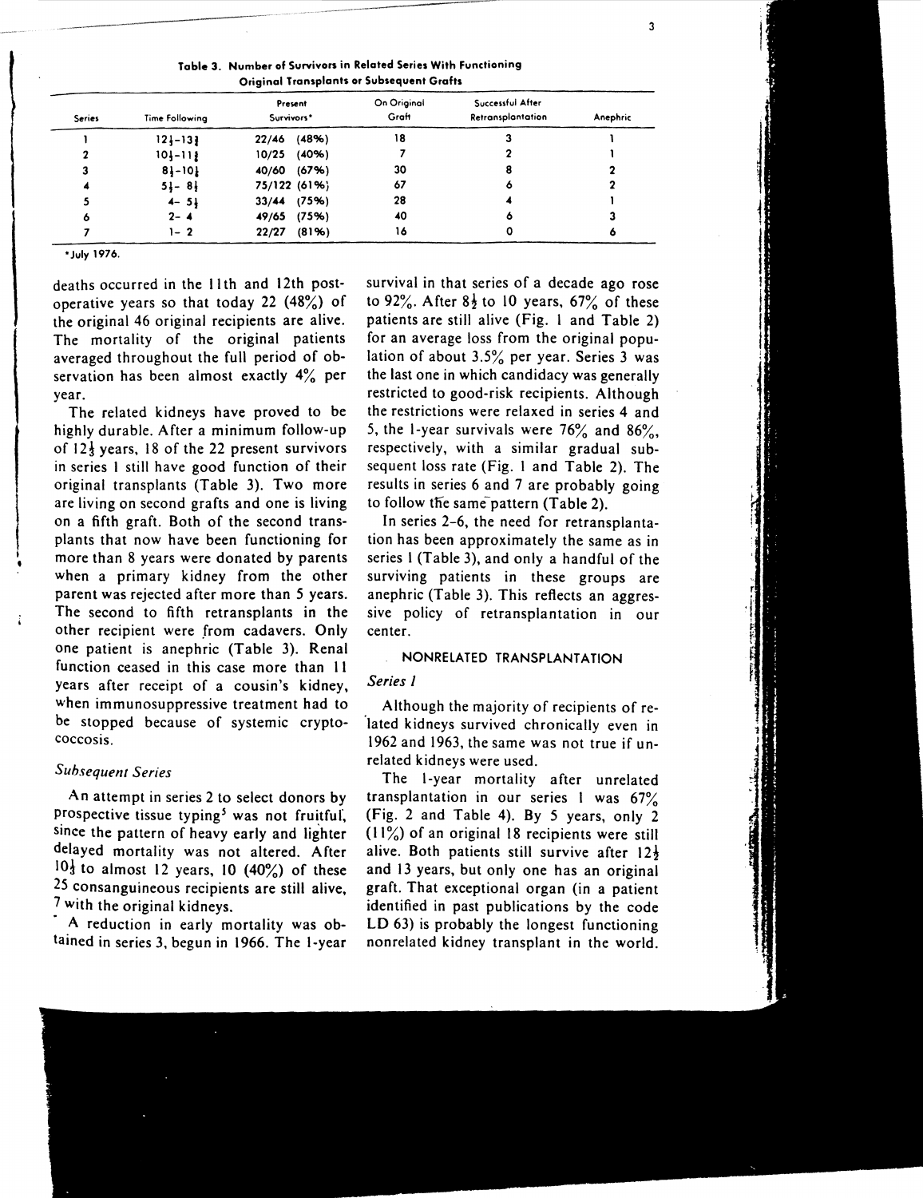Table 3. Number of Survivors in Related Series With Functioning Original Transplants or Subsequent Grafts

| Series | Time Following | Present Survivors* | On Original Graft | Successful After Retransplantation | Anephric |
|---|---|---|---|---|---|
| 1 | 12⅓–13⅓ | 22/46 (48%) | 18 | 3 | 1 |
| 2 | 10⅓–11⅞ | 10/25 (40%) | 7 | 2 | 1 |
| 3 | 8½–10½ | 40/60 (67%) | 30 | 8 | 2 |
| 4 | 5½– 8½ | 75/122 (61%) | 67 | 6 | 2 |
| 5 | 4– 5½ | 33/44 (75%) | 28 | 4 | 1 |
| 6 | 2– 4 | 49/65 (75%) | 40 | 6 | 3 |
| 7 | 1– 2 | 22/27 (81%) | 16 | 0 | 6 |

*July 1976.

deaths occurred in the 11th and 12th postoperative years so that today 22 (48%) of the original 46 original recipients are alive. The mortality of the original patients averaged throughout the full period of observation has been almost exactly 4% per year.

The related kidneys have proved to be highly durable. After a minimum follow-up of 12⅓ years, 18 of the 22 present survivors in series 1 still have good function of their original transplants (Table 3). Two more are living on second grafts and one is living on a fifth graft. Both of the second transplants that now have been functioning for more than 8 years were donated by parents when a primary kidney from the other parent was rejected after more than 5 years. The second to fifth retransplants in the other recipient were from cadavers. Only one patient is anephric (Table 3). Renal function ceased in this case more than 11 years after receipt of a cousin's kidney, when immunosuppressive treatment had to be stopped because of systemic cryptococcosis.

### *Subsequent Series*

An attempt in series 2 to select donors by prospective tissue typing[5] was not fruitful, since the pattern of heavy early and lighter delayed mortality was not altered. After 10⅓ to almost 12 years, 10 (40%) of these 25 consanguineous recipients are still alive, 7 with the original kidneys.

A reduction in early mortality was obtained in series 3, begun in 1966. The 1-year survival in that series of a decade ago rose to 92%. After 8½ to 10 years, 67% of these patients are still alive (Fig. 1 and Table 2) for an average loss from the original population of about 3.5% per year. Series 3 was the last one in which candidacy was generally restricted to good-risk recipients. Although the restrictions were relaxed in series 4 and 5, the 1-year survivals were 76% and 86%, respectively, with a similar gradual subsequent loss rate (Fig. 1 and Table 2). The results in series 6 and 7 are probably going to follow the same pattern (Table 2).

In series 2–6, the need for retransplantation has been approximately the same as in series 1 (Table 3), and only a handful of the surviving patients in these groups are anephric (Table 3). This reflects an aggressive policy of retransplantation in our center.

## NONRELATED TRANSPLANTATION

### *Series 1*

Although the majority of recipients of related kidneys survived chronically even in 1962 and 1963, the same was not true if unrelated kidneys were used.

The 1-year mortality after unrelated transplantation in our series 1 was 67% (Fig. 2 and Table 4). By 5 years, only 2 (11%) of an original 18 recipients were still alive. Both patients still survive after 12½ and 13 years, but only one has an original graft. That exceptional organ (in a patient identified in past publications by the code LD 63) is probably the longest functioning nonrelated kidney transplant in the world.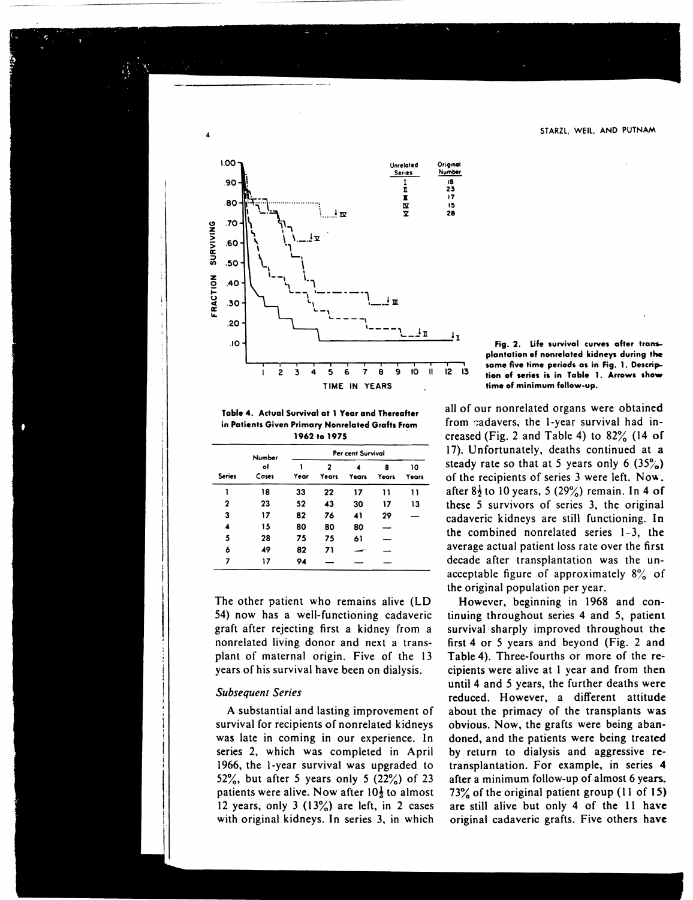Fig. 2. Life survival curves after transplantation of nonrelated kidneys during the same five time periods as in Fig. 1. Description of series is in Table 1. Arrows show time of minimum follow-up.

Table 4. Actual Survival at 1 Year and Thereafter in Patients Given Primary Nonrelated Grafts From 1962 to 1975

| Series | Number of Cases | Per cent Survival | | | | |
|---|---|---|---|---|---|---|
| | | 1 Year | 2 Years | 4 Years | 8 Years | 10 Years |
| 1 | 18 | 33 | 22 | 17 | 11 | 11 |
| 2 | 23 | 52 | 43 | 30 | 17 | 13 |
| 3 | 17 | 82 | 76 | 41 | 29 | — |
| 4 | 15 | 80 | 80 | 80 | — | |
| 5 | 28 | 75 | 75 | 61 | — | |
| 6 | 49 | 82 | 71 | — | — | |
| 7 | 17 | 94 | — | — | — | |

The other patient who remains alive (LD 54) now has a well-functioning cadaveric graft after rejecting first a kidney from a nonrelated living donor and next a transplant of maternal origin. Five of the 13 years of his survival have been on dialysis.

### Subsequent Series

A substantial and lasting improvement of survival for recipients of nonrelated kidneys was late in coming in our experience. In series 2, which was completed in April 1966, the 1-year survival was upgraded to 52%, but after 5 years only 5 (22%) of 23 patients were alive. Now after $10\frac{1}{3}$ to almost 12 years, only 3 (13%) are left, in 2 cases with original kidneys. In series 3, in which all of our nonrelated organs were obtained from cadavers, the 1-year survival had increased (Fig. 2 and Table 4) to 82% (14 of 17). Unfortunately, deaths continued at a steady rate so that at 5 years only 6 (35%) of the recipients of series 3 were left. Now, after $8\frac{1}{2}$ to 10 years, 5 (29%) remain. In 4 of these 5 survivors of series 3, the original cadaveric kidneys are still functioning. In the combined nonrelated series 1–3, the average actual patient loss rate over the first decade after transplantation was the unacceptable figure of approximately 8% of the original population per year.

However, beginning in 1968 and continuing throughout series 4 and 5, patient survival sharply improved throughout the first 4 or 5 years and beyond (Fig. 2 and Table 4). Three-fourths or more of the recipients were alive at 1 year and from then until 4 and 5 years, the further deaths were reduced. However, a different attitude about the primacy of the transplants was obvious. Now, the grafts were being abandoned, and the patients were being treated by return to dialysis and aggressive retransplantation. For example, in series 4 after a minimum follow-up of almost 6 years, 73% of the original patient group (11 of 15) are still alive but only 4 of the 11 have original cadaveric grafts. Five others have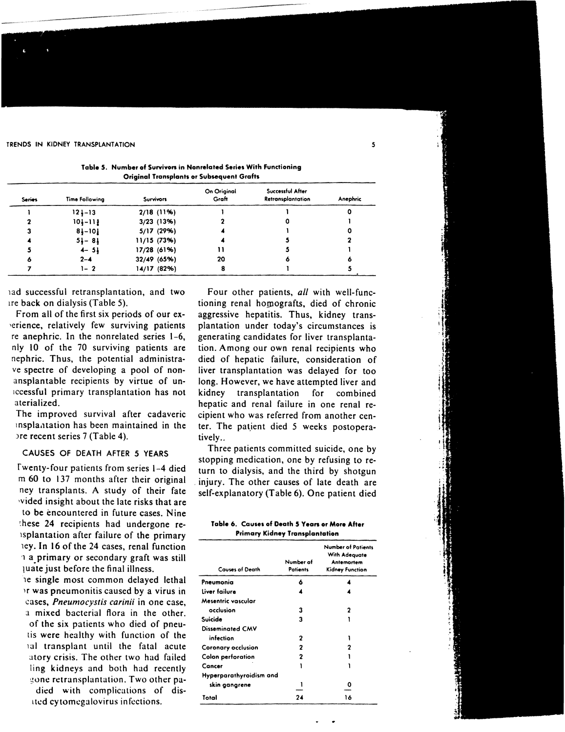**Table 5. Number of Survivors in Nonrelated Series With Functioning Original Transplants or Subsequent Grafts**

| Series | Time Following | Survivors | On Original Graft | Successful After Retransplantation | Anephric |
|---|---|---|---|---|---|
| 1 | 12½–13 | 2/18 (11%) | 1 | 1 | 0 |
| 2 | 10½–11¾ | 3/23 (13%) | 2 | 0 | 1 |
| 3 | 8½–10½ | 5/17 (29%) | 4 | 1 | 0 |
| 4 | 5½– 8½ | 11/15 (73%) | 4 | 5 | 2 |
| 5 | 4– 5½ | 17/28 (61%) | 11 | 5 | 1 |
| 6 | 2–4 | 32/49 (65%) | 20 | 6 | 6 |
| 7 | 1– 2 | 14/17 (82%) | 8 | 1 | 5 |

ıad successful retransplantation, and two ıre back on dialysis (Table 5).

From all of the first six periods of our ex- 'erience, relatively few surviving patients re anephric. In the nonrelated series 1–6, nly 10 of the 70 surviving patients are nephric. Thus, the potential administra- ve spectre of developing a pool of non- ansplantable recipients by virtue of un- ıccessful primary transplantation has not aterialized.

The improved survival after cadaveric ınsplaıtation has been maintained in the ›re recent series 7 (Table 4).

## CAUSES OF DEATH AFTER 5 YEARS

Twenty-four patients from series 1–4 died m 60 to 137 months after their original ney transplants. A study of their fate 'vided insight about the late risks that are to be encountered in future cases. Nine :hese 24 recipients had undergone re- ısplantation after failure of the primary ıey. In 16 of the 24 cases, renal function ı a primary or secondary graft was still ıuate just before the final illness.

ıe single most common delayed lethal ›r was pneumonitis caused by a virus in cases, *Pneumocystis carinii* in one case, a mixed bacterial flora in the other. of the six patients who died of pneu- tis were healthy with function of the ıal transplant until the fatal acute atory crisis. The other two had failed ling kidneys and both had recently gone retransplantation. Two other pa- died with complications of dis- ıted cytomegalovirus infections.

Four other patients, *all* with well-functioning renal homografts, died of chronic aggressive hepatitis. Thus, kidney transplantation under today's circumstances is generating candidates for liver transplantation. Among our own renal recipients who died of hepatic failure, consideration of liver transplantation was delayed for too long. However, we have attempted liver and kidney transplantation for combined hepatic and renal failure in one renal recipient who was referred from another center. The patient died 5 weeks postoperatively..

Three patients committed suicide, one by stopping medication, one by refusing to return to dialysis, and the third by shotgun injury. The other causes of late death are self-explanatory (Table 6). One patient died

**Table 6. Causes of Death 5 Years or More After Primary Kidney Transplantation**

| Causes of Death | Number of Patients | Number of Patients With Adequate Antemortem Kidney Function |
|---|---|---|
| Pneumonia | 6 | 4 |
| Liver failure | 4 | 4 |
| Mesentric vascular occlusion | 3 | 2 |
| Suicide | 3 | 1 |
| Disseminated CMV infection | 2 | 1 |
| Coronary occlusion | 2 | 2 |
| Colon perforation | 2 | 1 |
| Cancer | 1 | 1 |
| Hyperparathyroidism and skin gangrene | 1 | 0 |
| Total | 24 | 16 |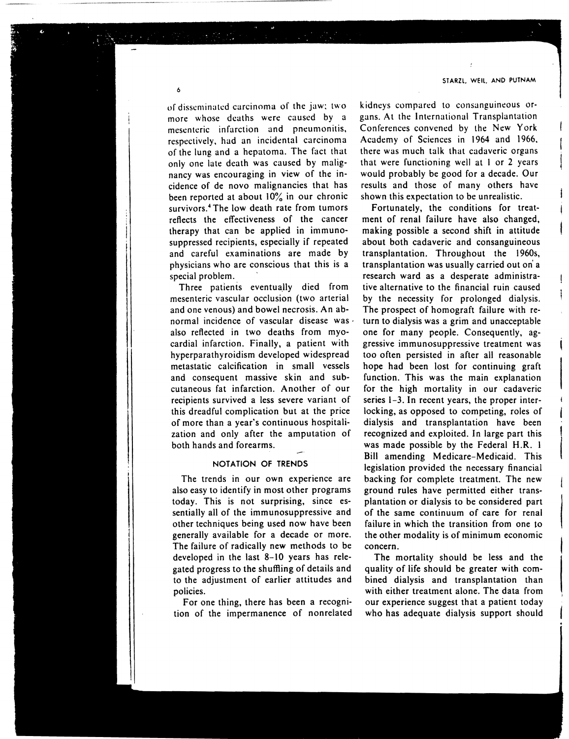of disseminated carcinoma of the jaw; two more whose deaths were caused by a mesenteric infarction and pneumonitis, respectively, had an incidental carcinoma of the lung and a hepatoma. The fact that only one late death was caused by malignancy was encouraging in view of the incidence of de novo malignancies that has been reported at about 10% in our chronic survivors.[4] The low death rate from tumors reflects the effectiveness of the cancer therapy that can be applied in immunosuppressed recipients, especially if repeated and careful examinations are made by physicians who are conscious that this is a special problem.

Three patients eventually died from mesenteric vascular occlusion (two arterial and one venous) and bowel necrosis. An abnormal incidence of vascular disease was also reflected in two deaths from myocardial infarction. Finally, a patient with hyperparathyroidism developed widespread metastatic calcification in small vessels and consequent massive skin and subcutaneous fat infarction. Another of our recipients survived a less severe variant of this dreadful complication but at the price of more than a year's continuous hospitalization and only after the amputation of both hands and forearms.

## NOTATION OF TRENDS

The trends in our own experience are also easy to identify in most other programs today. This is not surprising, since essentially all of the immunosuppressive and other techniques being used now have been generally available for a decade or more. The failure of radically new methods to be developed in the last 8–10 years has relegated progress to the shuffling of details and to the adjustment of earlier attitudes and policies.

For one thing, there has been a recognition of the impermanence of nonrelated kidneys compared to consanguineous organs. At the International Transplantation Conferences convened by the New York Academy of Sciences in 1964 and 1966, there was much talk that cadaveric organs that were functioning well at 1 or 2 years would probably be good for a decade. Our results and those of many others have shown this expectation to be unrealistic.

Fortunately, the conditions for treatment of renal failure have also changed, making possible a second shift in attitude about both cadaveric and consanguineous transplantation. Throughout the 1960s, transplantation was usually carried out on a research ward as a desperate administrative alternative to the financial ruin caused by the necessity for prolonged dialysis. The prospect of homograft failure with return to dialysis was a grim and unacceptable one for many people. Consequently, aggressive immunosuppressive treatment was too often persisted in after all reasonable hope had been lost for continuing graft function. This was the main explanation for the high mortality in our cadaveric series 1–3. In recent years, the proper interlocking, as opposed to competing, roles of dialysis and transplantation have been recognized and exploited. In large part this was made possible by the Federal H.R. 1 Bill amending Medicare–Medicaid. This legislation provided the necessary financial backing for complete treatment. The new ground rules have permitted either transplantation or dialysis to be considered part of the same continuum of care for renal failure in which the transition from one to the other modality is of minimum economic concern.

The mortality should be less and the quality of life should be greater with combined dialysis and transplantation than with either treatment alone. The data from our experience suggest that a patient today who has adequate dialysis support should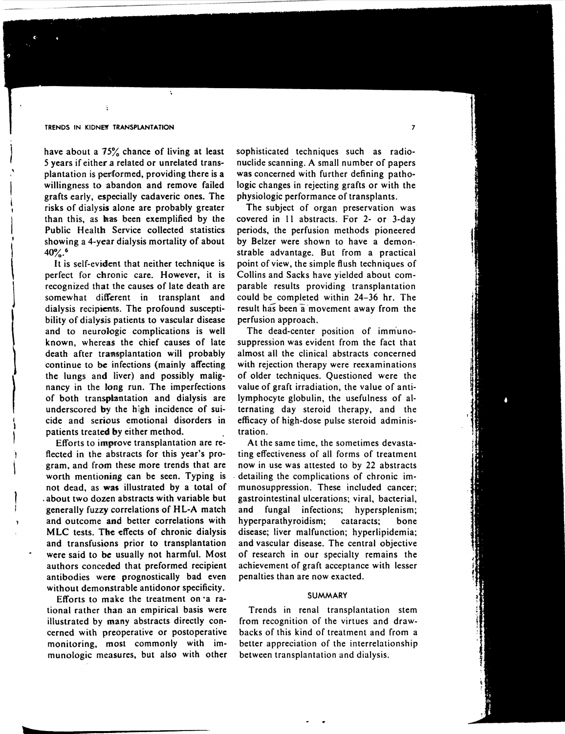have about a 75% chance of living at least 5 years if either a related or unrelated transplantation is performed, providing there is a willingness to abandon and remove failed grafts early, especially cadaveric ones. The risks of dialysis alone are probably greater than this, as has been exemplified by the Public Health Service collected statistics showing a 4-year dialysis mortality of about 40%.[6]

It is self-evident that neither technique is perfect for chronic care. However, it is recognized that the causes of late death are somewhat different in transplant and dialysis recipients. The profound susceptibility of dialysis patients to vascular disease and to neurologic complications is well known, whereas the chief causes of late death after transplantation will probably continue to be infections (mainly affecting the lungs and liver) and possibly malignancy in the long run. The imperfections of both transplantation and dialysis are underscored by the high incidence of suicide and serious emotional disorders in patients treated by either method.

Efforts to improve transplantation are reflected in the abstracts for this year's program, and from these more trends that are worth mentioning can be seen. Typing is not dead, as was illustrated by a total of about two dozen abstracts with variable but generally fuzzy correlations of HL-A match and outcome and better correlations with MLC tests. The effects of chronic dialysis and transfusions prior to transplantation were said to be usually not harmful. Most authors conceded that preformed recipient antibodies were prognostically bad even without demonstrable antidonor specificity.

Efforts to make the treatment on a rational rather than an empirical basis were illustrated by many abstracts directly concerned with preoperative or postoperative monitoring, most commonly with immunologic measures, but also with other sophisticated techniques such as radionuclide scanning. A small number of papers was concerned with further defining pathologic changes in rejecting grafts or with the physiologic performance of transplants.

The subject of organ preservation was covered in 11 abstracts. For 2- or 3-day periods, the perfusion methods pioneered by Belzer were shown to have a demonstrable advantage. But from a practical point of view, the simple flush techniques of Collins and Sacks have yielded about comparable results providing transplantation could be completed within 24–36 hr. The result has been a movement away from the perfusion approach.

The dead-center position of immunosuppression was evident from the fact that almost all the clinical abstracts concerned with rejection therapy were reexaminations of older techniques. Questioned were the value of graft irradiation, the value of antilymphocyte globulin, the usefulness of alternating day steroid therapy, and the efficacy of high-dose pulse steroid administration.

At the same time, the sometimes devastating effectiveness of all forms of treatment now in use was attested to by 22 abstracts detailing the complications of chronic immunosuppression. These included cancer; gastrointestinal ulcerations; viral, bacterial, and fungal infections; hypersplenism; hyperparathyroidism; cataracts; bone disease; liver malfunction; hyperlipidemia; and vascular disease. The central objective of research in our specialty remains the achievement of graft acceptance with lesser penalties than are now exacted.

## SUMMARY

Trends in renal transplantation stem from recognition of the virtues and drawbacks of this kind of treatment and from a better appreciation of the interrelationship between transplantation and dialysis.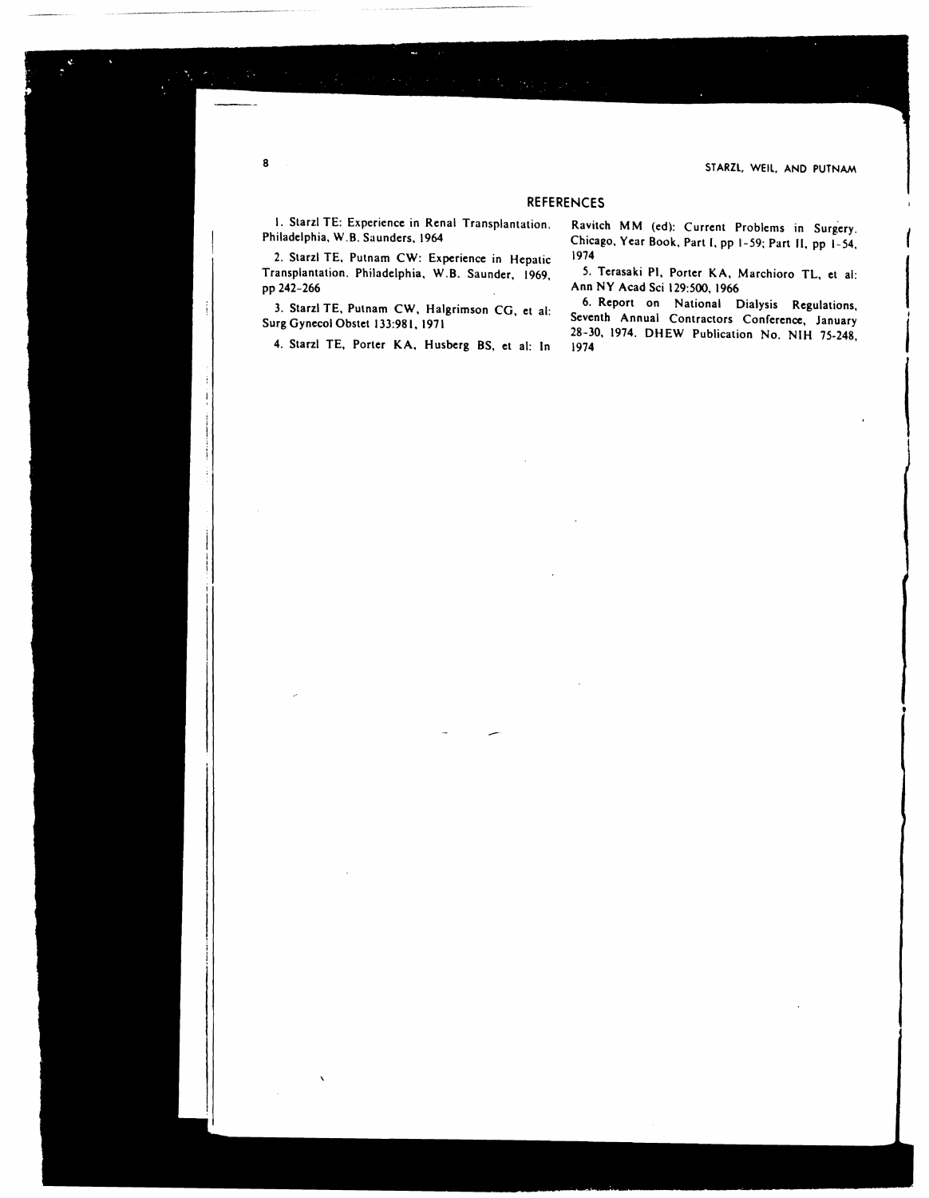## REFERENCES

1. Starzl TE: Experience in Renal Transplantation. Philadelphia, W.B. Saunders, 1964

2. Starzl TE, Putnam CW: Experience in Hepatic Transplantation. Philadelphia, W.B. Saunder, 1969, pp 242-266

3. Starzl TE, Putnam CW, Halgrimson CG, et al: Surg Gynecol Obstet 133:981, 1971

4. Starzl TE, Porter KA, Husberg BS, et al: In Ravitch MM (ed): Current Problems in Surgery. Chicago, Year Book, Part I, pp 1-59; Part II, pp 1-54, 1974

5. Terasaki PI, Porter KA, Marchioro TL, et al: Ann NY Acad Sci 129:500, 1966

6. Report on National Dialysis Regulations, Seventh Annual Contractors Conference, January 28-30, 1974. DHEW Publication No. NIH 75-248, 1974